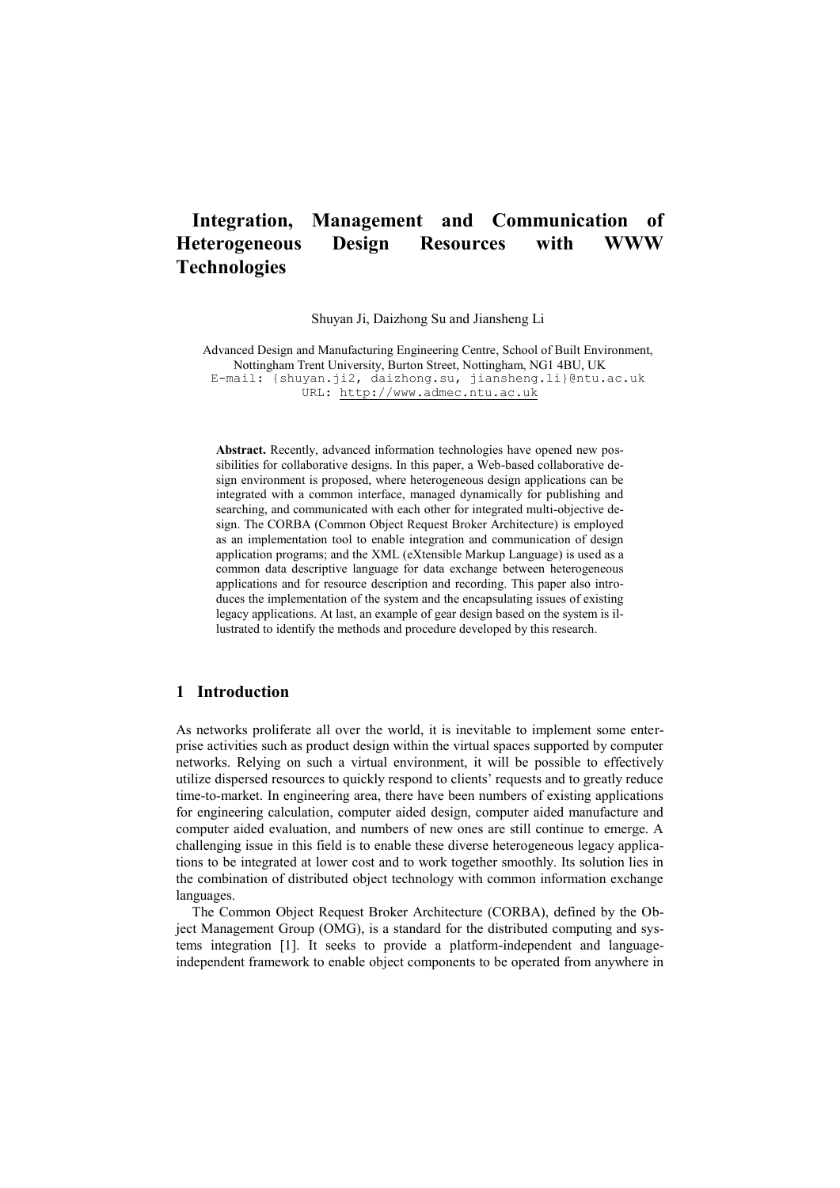# Integration, Management and Communication of Heterogeneous Design Resources with WWW Technologies

Shuyan Ji, Daizhong Su and Jiansheng Li

Advanced Design and Manufacturing Engineering Centre, School of Built Environment, Nottingham Trent University, Burton Street, Nottingham, NG1 4BU, UK
E-mail: {shuyan.ji2, daizhong.su, jiansheng.li}@ntu.ac.uk
URL: http://www.admec.ntu.ac.uk

**Abstract.** Recently, advanced information technologies have opened new possibilities for collaborative designs. In this paper, a Web-based collaborative design environment is proposed, where heterogeneous design applications can be integrated with a common interface, managed dynamically for publishing and searching, and communicated with each other for integrated multi-objective design. The CORBA (Common Object Request Broker Architecture) is employed as an implementation tool to enable integration and communication of design application programs; and the XML (eXtensible Markup Language) is used as a common data descriptive language for data exchange between heterogeneous applications and for resource description and recording. This paper also introduces the implementation of the system and the encapsulating issues of existing legacy applications. At last, an example of gear design based on the system is illustrated to identify the methods and procedure developed by this research.

## 1 Introduction

As networks proliferate all over the world, it is inevitable to implement some enterprise activities such as product design within the virtual spaces supported by computer networks. Relying on such a virtual environment, it will be possible to effectively utilize dispersed resources to quickly respond to clients' requests and to greatly reduce time-to-market. In engineering area, there have been numbers of existing applications for engineering calculation, computer aided design, computer aided manufacture and computer aided evaluation, and numbers of new ones are still continue to emerge. A challenging issue in this field is to enable these diverse heterogeneous legacy applications to be integrated at lower cost and to work together smoothly. Its solution lies in the combination of distributed object technology with common information exchange languages.

The Common Object Request Broker Architecture (CORBA), defined by the Object Management Group (OMG), is a standard for the distributed computing and systems integration [1]. It seeks to provide a platform-independent and language-independent framework to enable object components to be operated from anywhere in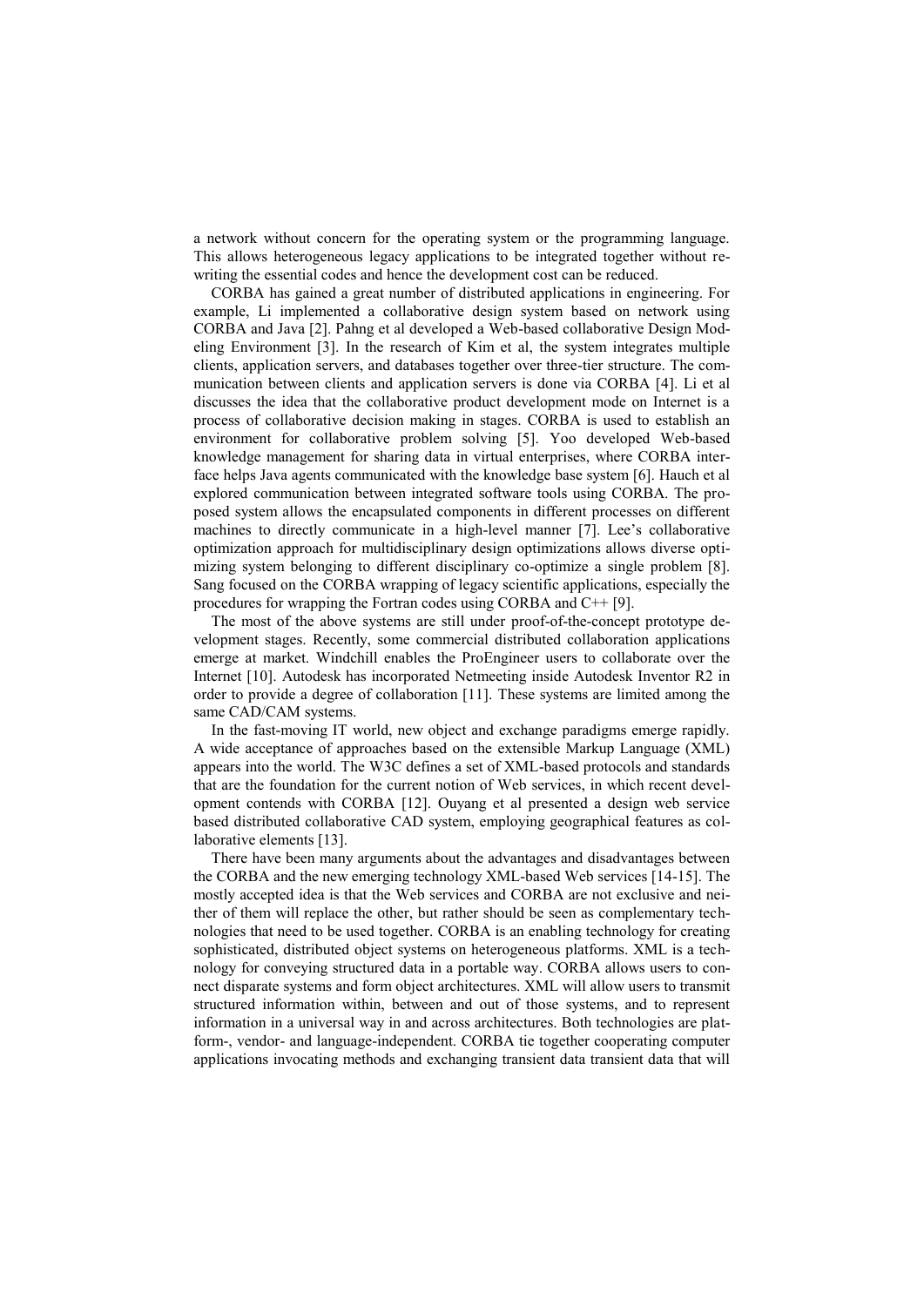a network without concern for the operating system or the programming language. This allows heterogeneous legacy applications to be integrated together without re-writing the essential codes and hence the development cost can be reduced.

CORBA has gained a great number of distributed applications in engineering. For example, Li implemented a collaborative design system based on network using CORBA and Java [2]. Pahng et al developed a Web-based collaborative Design Modeling Environment [3]. In the research of Kim et al, the system integrates multiple clients, application servers, and databases together over three-tier structure. The communication between clients and application servers is done via CORBA [4]. Li et al discusses the idea that the collaborative product development mode on Internet is a process of collaborative decision making in stages. CORBA is used to establish an environment for collaborative problem solving [5]. Yoo developed Web-based knowledge management for sharing data in virtual enterprises, where CORBA interface helps Java agents communicated with the knowledge base system [6]. Hauch et al explored communication between integrated software tools using CORBA. The proposed system allows the encapsulated components in different processes on different machines to directly communicate in a high-level manner [7]. Lee's collaborative optimization approach for multidisciplinary design optimizations allows diverse optimizing system belonging to different disciplinary co-optimize a single problem [8]. Sang focused on the CORBA wrapping of legacy scientific applications, especially the procedures for wrapping the Fortran codes using CORBA and C++ [9].

The most of the above systems are still under proof-of-the-concept prototype development stages. Recently, some commercial distributed collaboration applications emerge at market. Windchill enables the ProEngineer users to collaborate over the Internet [10]. Autodesk has incorporated Netmeeting inside Autodesk Inventor R2 in order to provide a degree of collaboration [11]. These systems are limited among the same CAD/CAM systems.

In the fast-moving IT world, new object and exchange paradigms emerge rapidly. A wide acceptance of approaches based on the extensible Markup Language (XML) appears into the world. The W3C defines a set of XML-based protocols and standards that are the foundation for the current notion of Web services, in which recent development contends with CORBA [12]. Ouyang et al presented a design web service based distributed collaborative CAD system, employing geographical features as collaborative elements [13].

There have been many arguments about the advantages and disadvantages between the CORBA and the new emerging technology XML-based Web services [14-15]. The mostly accepted idea is that the Web services and CORBA are not exclusive and neither of them will replace the other, but rather should be seen as complementary technologies that need to be used together. CORBA is an enabling technology for creating sophisticated, distributed object systems on heterogeneous platforms. XML is a technology for conveying structured data in a portable way. CORBA allows users to connect disparate systems and form object architectures. XML will allow users to transmit structured information within, between and out of those systems, and to represent information in a universal way in and across architectures. Both technologies are platform-, vendor- and language-independent. CORBA tie together cooperating computer applications invocating methods and exchanging transient data transient data that will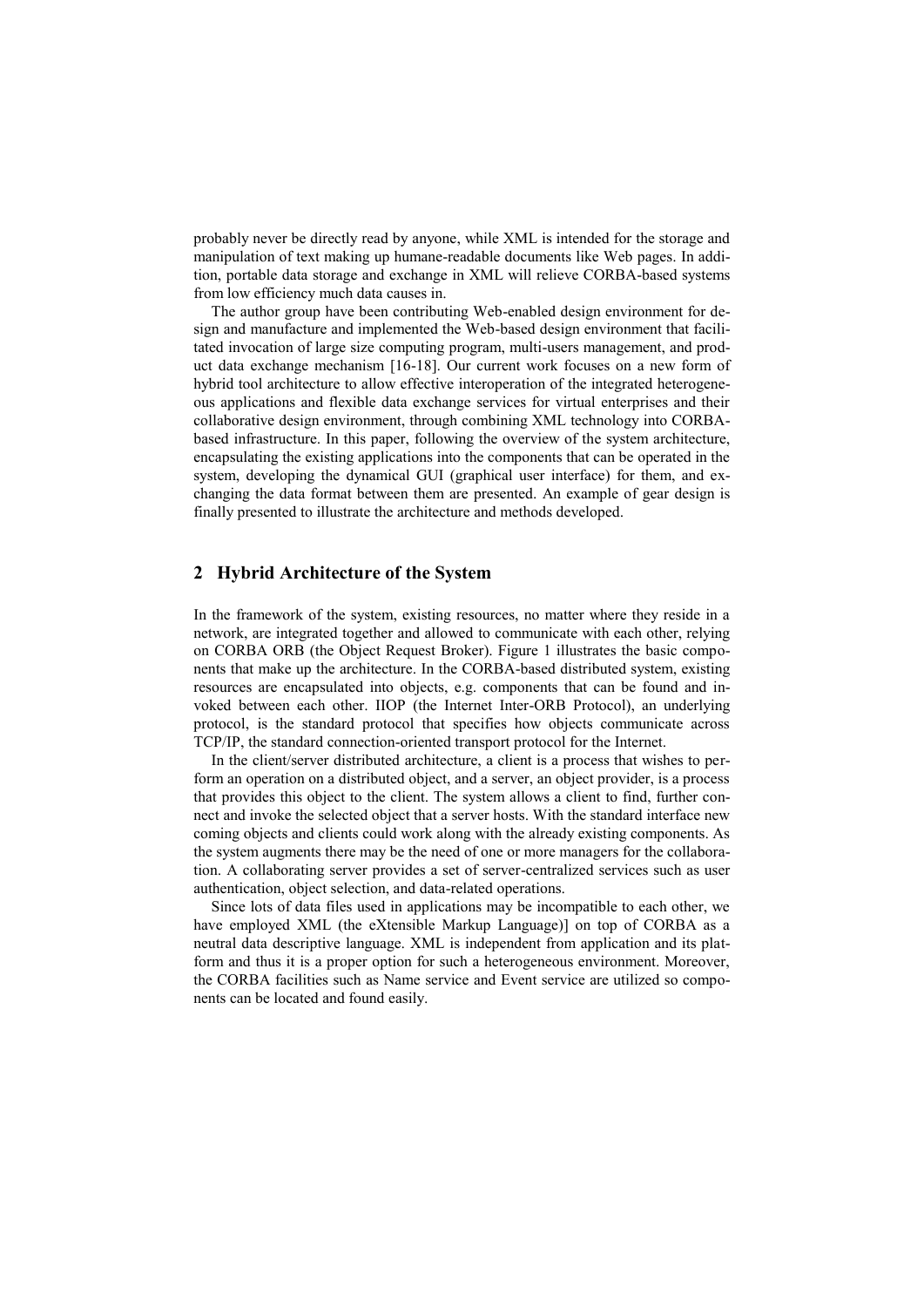probably never be directly read by anyone, while XML is intended for the storage and manipulation of text making up humane-readable documents like Web pages. In addition, portable data storage and exchange in XML will relieve CORBA-based systems from low efficiency much data causes in.

The author group have been contributing Web-enabled design environment for design and manufacture and implemented the Web-based design environment that facilitated invocation of large size computing program, multi-users management, and product data exchange mechanism [16-18]. Our current work focuses on a new form of hybrid tool architecture to allow effective interoperation of the integrated heterogeneous applications and flexible data exchange services for virtual enterprises and their collaborative design environment, through combining XML technology into CORBA-based infrastructure. In this paper, following the overview of the system architecture, encapsulating the existing applications into the components that can be operated in the system, developing the dynamical GUI (graphical user interface) for them, and exchanging the data format between them are presented. An example of gear design is finally presented to illustrate the architecture and methods developed.

## 2 Hybrid Architecture of the System

In the framework of the system, existing resources, no matter where they reside in a network, are integrated together and allowed to communicate with each other, relying on CORBA ORB (the Object Request Broker). Figure 1 illustrates the basic components that make up the architecture. In the CORBA-based distributed system, existing resources are encapsulated into objects, e.g. components that can be found and invoked between each other. IIOP (the Internet Inter-ORB Protocol), an underlying protocol, is the standard protocol that specifies how objects communicate across TCP/IP, the standard connection-oriented transport protocol for the Internet.

In the client/server distributed architecture, a client is a process that wishes to perform an operation on a distributed object, and a server, an object provider, is a process that provides this object to the client. The system allows a client to find, further connect and invoke the selected object that a server hosts. With the standard interface new coming objects and clients could work along with the already existing components. As the system augments there may be the need of one or more managers for the collaboration. A collaborating server provides a set of server-centralized services such as user authentication, object selection, and data-related operations.

Since lots of data files used in applications may be incompatible to each other, we have employed XML (the eXtensible Markup Language)] on top of CORBA as a neutral data descriptive language. XML is independent from application and its platform and thus it is a proper option for such a heterogeneous environment. Moreover, the CORBA facilities such as Name service and Event service are utilized so components can be located and found easily.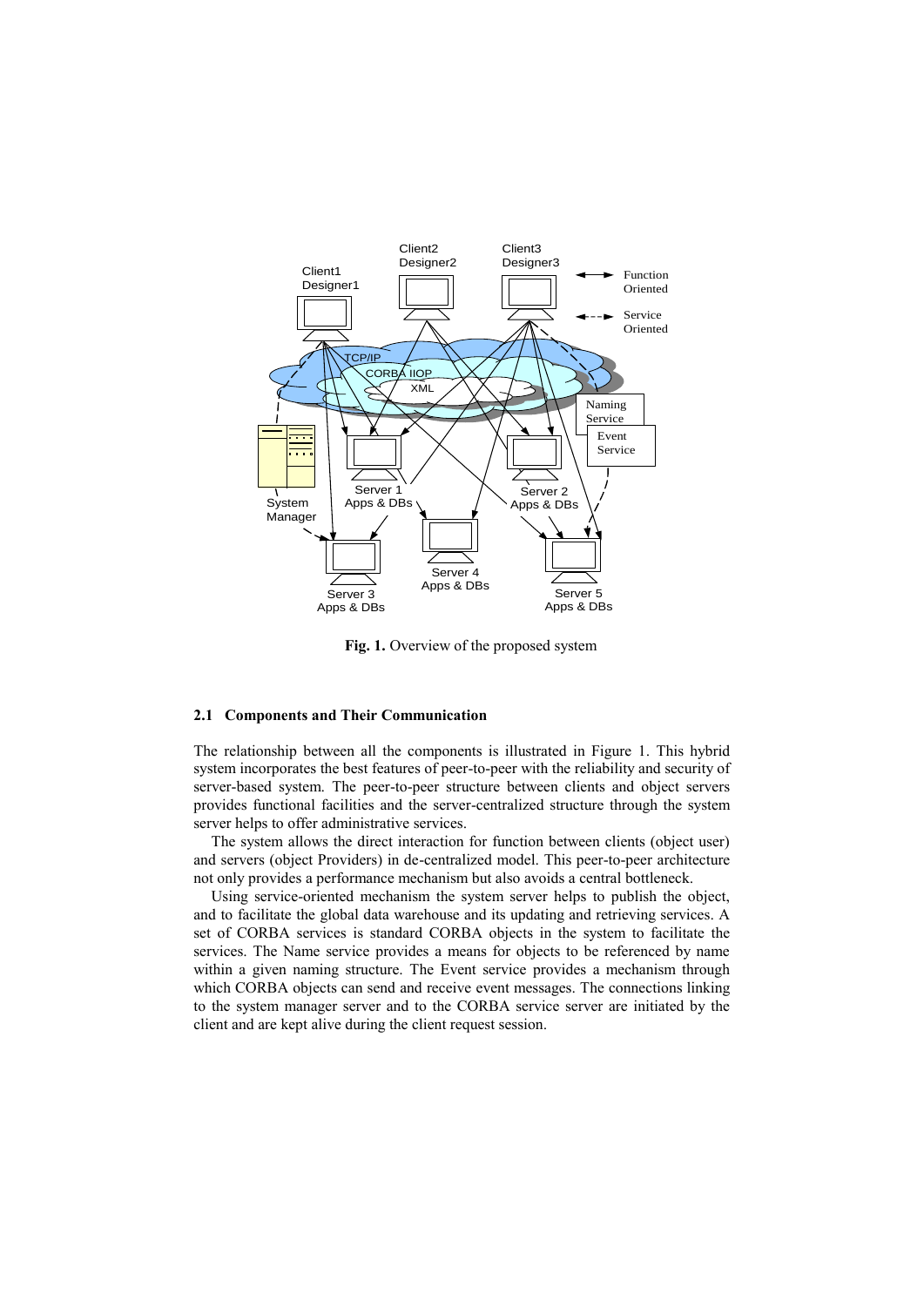**Fig. 1.** Overview of the proposed system

### 2.1 Components and Their Communication

The relationship between all the components is illustrated in Figure 1. This hybrid system incorporates the best features of peer-to-peer with the reliability and security of server-based system. The peer-to-peer structure between clients and object servers provides functional facilities and the server-centralized structure through the system server helps to offer administrative services.

The system allows the direct interaction for function between clients (object user) and servers (object Providers) in de-centralized model. This peer-to-peer architecture not only provides a performance mechanism but also avoids a central bottleneck.

Using service-oriented mechanism the system server helps to publish the object, and to facilitate the global data warehouse and its updating and retrieving services. A set of CORBA services is standard CORBA objects in the system to facilitate the services. The Name service provides a means for objects to be referenced by name within a given naming structure. The Event service provides a mechanism through which CORBA objects can send and receive event messages. The connections linking to the system manager server and to the CORBA service server are initiated by the client and are kept alive during the client request session.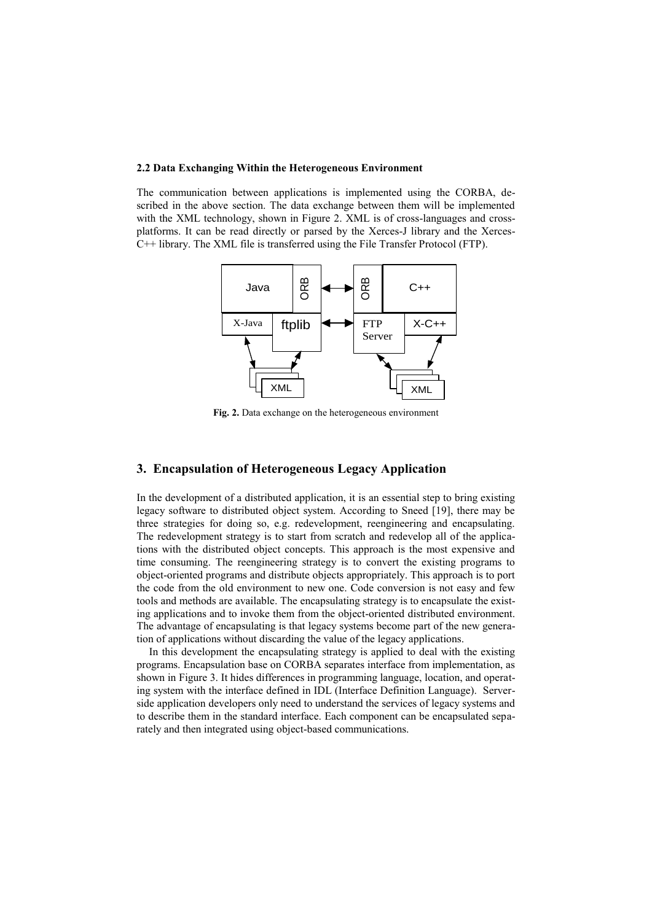**2.2 Data Exchanging Within the Heterogeneous Environment**

The communication between applications is implemented using the CORBA, described in the above section. The data exchange between them will be implemented with the XML technology, shown in Figure 2. XML is of cross-languages and cross-platforms. It can be read directly or parsed by the Xerces-J library and the Xerces-C++ library. The XML file is transferred using the File Transfer Protocol (FTP).

**Fig. 2.** Data exchange on the heterogeneous environment

## 3. Encapsulation of Heterogeneous Legacy Application

In the development of a distributed application, it is an essential step to bring existing legacy software to distributed object system. According to Sneed [19], there may be three strategies for doing so, e.g. redevelopment, reengineering and encapsulating. The redevelopment strategy is to start from scratch and redevelop all of the applications with the distributed object concepts. This approach is the most expensive and time consuming. The reengineering strategy is to convert the existing programs to object-oriented programs and distribute objects appropriately. This approach is to port the code from the old environment to new one. Code conversion is not easy and few tools and methods are available. The encapsulating strategy is to encapsulate the existing applications and to invoke them from the object-oriented distributed environment. The advantage of encapsulating is that legacy systems become part of the new generation of applications without discarding the value of the legacy applications.

In this development the encapsulating strategy is applied to deal with the existing programs. Encapsulation base on CORBA separates interface from implementation, as shown in Figure 3. It hides differences in programming language, location, and operating system with the interface defined in IDL (Interface Definition Language). Server-side application developers only need to understand the services of legacy systems and to describe them in the standard interface. Each component can be encapsulated separately and then integrated using object-based communications.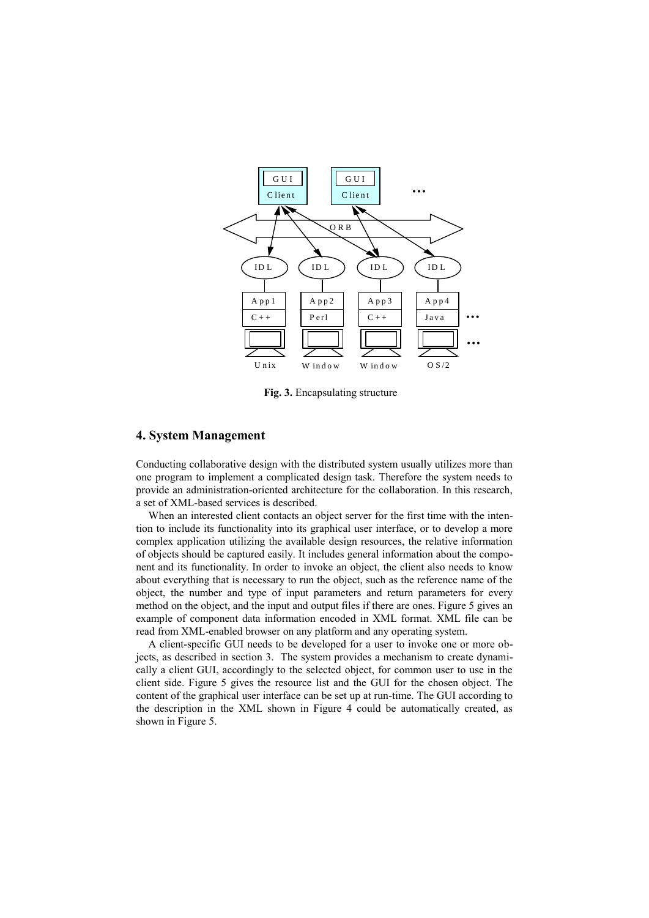**Fig. 3.** Encapsulating structure

## 4. System Management

Conducting collaborative design with the distributed system usually utilizes more than one program to implement a complicated design task. Therefore the system needs to provide an administration-oriented architecture for the collaboration. In this research, a set of XML-based services is described.

When an interested client contacts an object server for the first time with the intention to include its functionality into its graphical user interface, or to develop a more complex application utilizing the available design resources, the relative information of objects should be captured easily. It includes general information about the component and its functionality. In order to invoke an object, the client also needs to know about everything that is necessary to run the object, such as the reference name of the object, the number and type of input parameters and return parameters for every method on the object, and the input and output files if there are ones. Figure 5 gives an example of component data information encoded in XML format. XML file can be read from XML-enabled browser on any platform and any operating system.

A client-specific GUI needs to be developed for a user to invoke one or more objects, as described in section 3. The system provides a mechanism to create dynamically a client GUI, accordingly to the selected object, for common user to use in the client side. Figure 5 gives the resource list and the GUI for the chosen object. The content of the graphical user interface can be set up at run-time. The GUI according to the description in the XML shown in Figure 4 could be automatically created, as shown in Figure 5.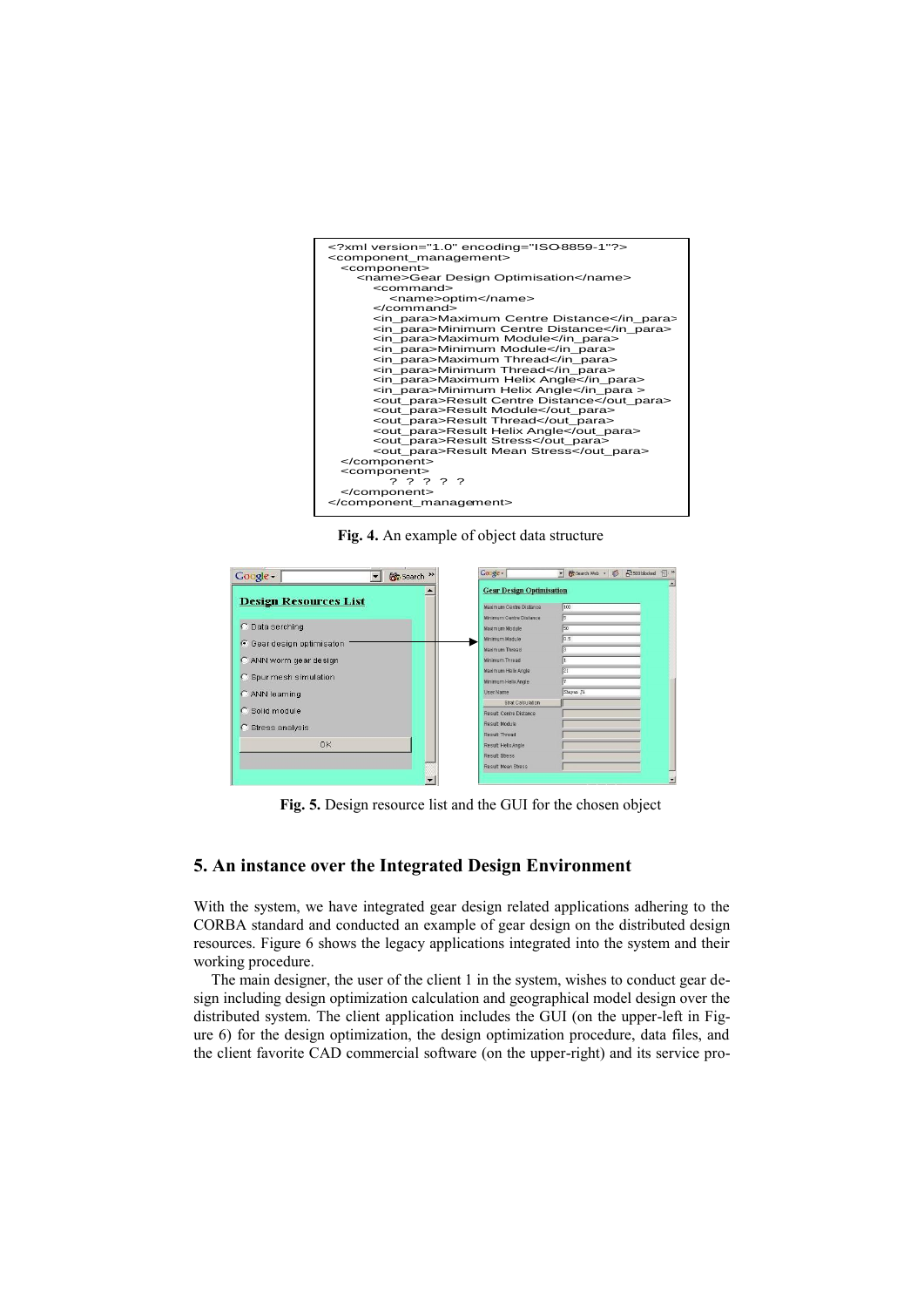```
<?xml version="1.0" encoding="ISO-8859-1"?>
<component_management>
  <component>
    <name>Gear Design Optimisation</name>
      <command>
        <name>optim</name>
      </command>
      <in_para>Maximum Centre Distance</in_para>
      <in_para>Minimum Centre Distance</in_para>
      <in_para>Maximum Module</in_para>
      <in_para>Minimum Module</in_para>
      <in_para>Maximum Thread</in_para>
      <in_para>Minimum Thread</in_para>
      <in_para>Maximum Helix Angle</in_para>
      <in_para>Minimum Helix Angle</in_para >
      <out_para>Result Centre Distance</out_para>
      <out_para>Result Module</out_para>
      <out_para>Result Thread</out_para>
      <out_para>Result Helix Angle</out_para>
      <out_para>Result Stress</out_para>
      <out_para>Result Mean Stress</out_para>
  </component>
  <component>
      ? ? ? ? ?
  </component>
</component_management>
```

**Fig. 4.** An example of object data structure

**Fig. 5.** Design resource list and the GUI for the chosen object

## 5. An instance over the Integrated Design Environment

With the system, we have integrated gear design related applications adhering to the CORBA standard and conducted an example of gear design on the distributed design resources. Figure 6 shows the legacy applications integrated into the system and their working procedure.

The main designer, the user of the client 1 in the system, wishes to conduct gear design including design optimization calculation and geographical model design over the distributed system. The client application includes the GUI (on the upper-left in Figure 6) for the design optimization, the design optimization procedure, data files, and the client favorite CAD commercial software (on the upper-right) and its service pro-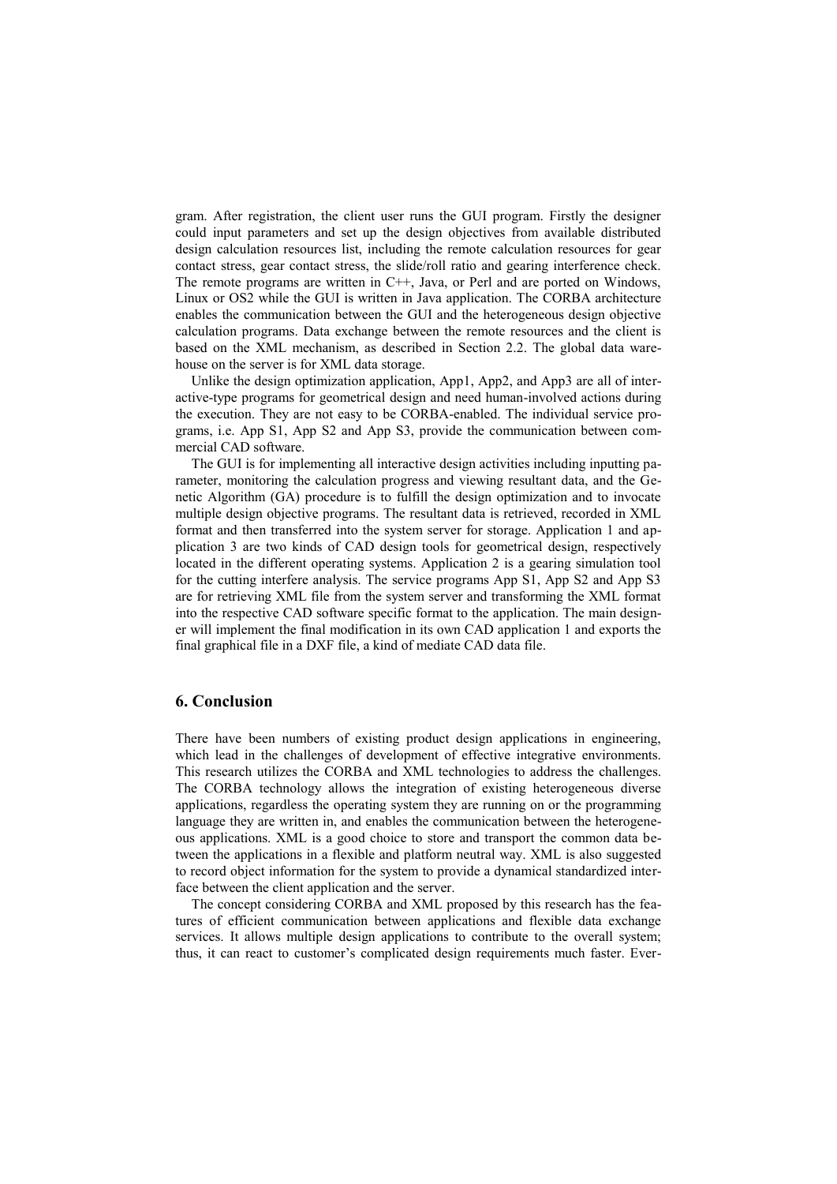gram. After registration, the client user runs the GUI program. Firstly the designer could input parameters and set up the design objectives from available distributed design calculation resources list, including the remote calculation resources for gear contact stress, gear contact stress, the slide/roll ratio and gearing interference check. The remote programs are written in C++, Java, or Perl and are ported on Windows, Linux or OS2 while the GUI is written in Java application. The CORBA architecture enables the communication between the GUI and the heterogeneous design objective calculation programs. Data exchange between the remote resources and the client is based on the XML mechanism, as described in Section 2.2. The global data warehouse on the server is for XML data storage.

Unlike the design optimization application, App1, App2, and App3 are all of interactive-type programs for geometrical design and need human-involved actions during the execution. They are not easy to be CORBA-enabled. The individual service programs, i.e. App S1, App S2 and App S3, provide the communication between commercial CAD software.

The GUI is for implementing all interactive design activities including inputting parameter, monitoring the calculation progress and viewing resultant data, and the Genetic Algorithm (GA) procedure is to fulfill the design optimization and to invocate multiple design objective programs. The resultant data is retrieved, recorded in XML format and then transferred into the system server for storage. Application 1 and application 3 are two kinds of CAD design tools for geometrical design, respectively located in the different operating systems. Application 2 is a gearing simulation tool for the cutting interfere analysis. The service programs App S1, App S2 and App S3 are for retrieving XML file from the system server and transforming the XML format into the respective CAD software specific format to the application. The main designer will implement the final modification in its own CAD application 1 and exports the final graphical file in a DXF file, a kind of mediate CAD data file.

## 6. Conclusion

There have been numbers of existing product design applications in engineering, which lead in the challenges of development of effective integrative environments. This research utilizes the CORBA and XML technologies to address the challenges. The CORBA technology allows the integration of existing heterogeneous diverse applications, regardless the operating system they are running on or the programming language they are written in, and enables the communication between the heterogeneous applications. XML is a good choice to store and transport the common data between the applications in a flexible and platform neutral way. XML is also suggested to record object information for the system to provide a dynamical standardized interface between the client application and the server.

The concept considering CORBA and XML proposed by this research has the features of efficient communication between applications and flexible data exchange services. It allows multiple design applications to contribute to the overall system; thus, it can react to customer's complicated design requirements much faster. Ever-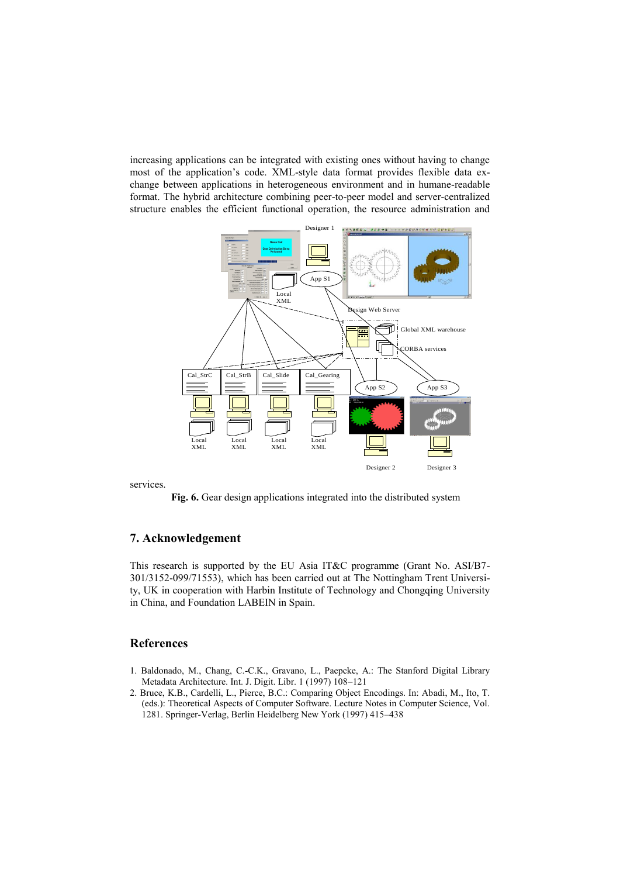increasing applications can be integrated with existing ones without having to change most of the application's code. XML-style data format provides flexible data exchange between applications in heterogeneous environment and in humane-readable format. The hybrid architecture combining peer-to-peer model and server-centralized structure enables the efficient functional operation, the resource administration and services.

**Fig. 6.** Gear design applications integrated into the distributed system

## 7. Acknowledgement

This research is supported by the EU Asia IT&C programme (Grant No. ASI/B7-301/3152-099/71553), which has been carried out at The Nottingham Trent University, UK in cooperation with Harbin Institute of Technology and Chongqing University in China, and Foundation LABEIN in Spain.

## References

1. Baldonado, M., Chang, C.-C.K., Gravano, L., Paepcke, A.: The Stanford Digital Library Metadata Architecture. Int. J. Digit. Libr. 1 (1997) 108–121
2. Bruce, K.B., Cardelli, L., Pierce, B.C.: Comparing Object Encodings. In: Abadi, M., Ito, T. (eds.): Theoretical Aspects of Computer Software. Lecture Notes in Computer Science, Vol. 1281. Springer-Verlag, Berlin Heidelberg New York (1997) 415–438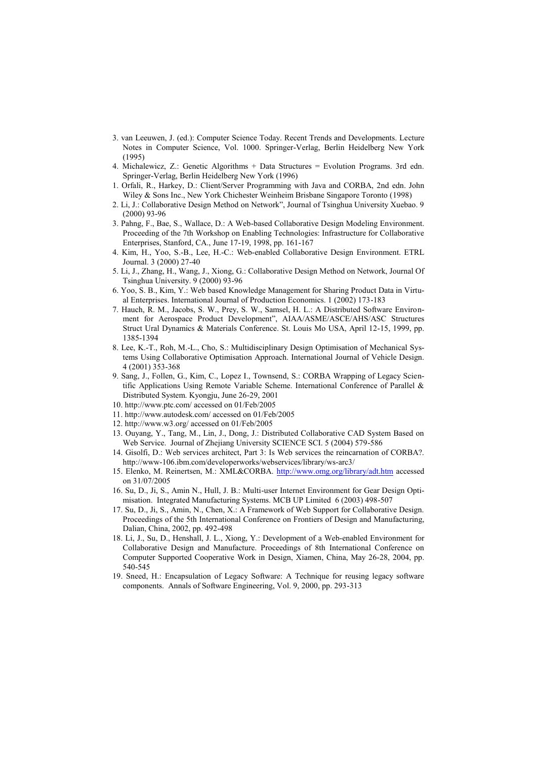3. van Leeuwen, J. (ed.): Computer Science Today. Recent Trends and Developments. Lecture Notes in Computer Science, Vol. 1000. Springer-Verlag, Berlin Heidelberg New York (1995)
4. Michalewicz, Z.: Genetic Algorithms + Data Structures = Evolution Programs. 3rd edn. Springer-Verlag, Berlin Heidelberg New York (1996)
1. Orfali, R., Harkey, D.: Client/Server Programming with Java and CORBA, 2nd edn. John Wiley & Sons Inc., New York Chichester Weinheim Brisbane Singapore Toronto (1998)
2. Li, J.: Collaborative Design Method on Network", Journal of Tsinghua University Xuebao. 9 (2000) 93-96
3. Pahng, F., Bae, S., Wallace, D.: A Web-based Collaborative Design Modeling Environment. Proceeding of the 7th Workshop on Enabling Technologies: Infrastructure for Collaborative Enterprises, Stanford, CA., June 17-19, 1998, pp. 161-167
4. Kim, H., Yoo, S.-B., Lee, H.-C.: Web-enabled Collaborative Design Environment. ETRL Journal. 3 (2000) 27-40
5. Li, J., Zhang, H., Wang, J., Xiong, G.: Collaborative Design Method on Network, Journal Of Tsinghua University. 9 (2000) 93-96
6. Yoo, S. B., Kim, Y.: Web based Knowledge Management for Sharing Product Data in Virtual Enterprises. International Journal of Production Economics. 1 (2002) 173-183
7. Hauch, R. M., Jacobs, S. W., Prey, S. W., Samsel, H. L.: A Distributed Software Environment for Aerospace Product Development", AIAA/ASME/ASCE/AHS/ASC Structures Struct Ural Dynamics & Materials Conference. St. Louis Mo USA, April 12-15, 1999, pp. 1385-1394
8. Lee, K.-T., Roh, M.-L., Cho, S.: Multidisciplinary Design Optimisation of Mechanical Systems Using Collaborative Optimisation Approach. International Journal of Vehicle Design. 4 (2001) 353-368
9. Sang, J., Follen, G., Kim, C., Lopez I., Townsend, S.: CORBA Wrapping of Legacy Scientific Applications Using Remote Variable Scheme. International Conference of Parallel & Distributed System. Kyongju, June 26-29, 2001
10. http://www.ptc.com/ accessed on 01/Feb/2005
11. http://www.autodesk.com/ accessed on 01/Feb/2005
12. http://www.w3.org/ accessed on 01/Feb/2005
13. Ouyang, Y., Tang, M., Lin, J., Dong, J.: Distributed Collaborative CAD System Based on Web Service. Journal of Zhejiang University SCIENCE SCI. 5 (2004) 579-586
14. Gisolfi, D.: Web services architect, Part 3: Is Web services the reincarnation of CORBA?. http://www-106.ibm.com/developerworks/webservices/library/ws-arc3/
15. Elenko, M. Reinertsen, M.: XML&CORBA. http://www.omg.org/library/adt.htm accessed on 31/07/2005
16. Su, D., Ji, S., Amin N., Hull, J. B.: Multi-user Internet Environment for Gear Design Optimisation. Integrated Manufacturing Systems. MCB UP Limited 6 (2003) 498-507
17. Su, D., Ji, S., Amin, N., Chen, X.: A Framework of Web Support for Collaborative Design. Proceedings of the 5th International Conference on Frontiers of Design and Manufacturing, Dalian, China, 2002, pp. 492-498
18. Li, J., Su, D., Henshall, J. L., Xiong, Y.: Development of a Web-enabled Environment for Collaborative Design and Manufacture. Proceedings of 8th International Conference on Computer Supported Cooperative Work in Design, Xiamen, China, May 26-28, 2004, pp. 540-545
19. Sneed, H.: Encapsulation of Legacy Software: A Technique for reusing legacy software components. Annals of Software Engineering, Vol. 9, 2000, pp. 293-313